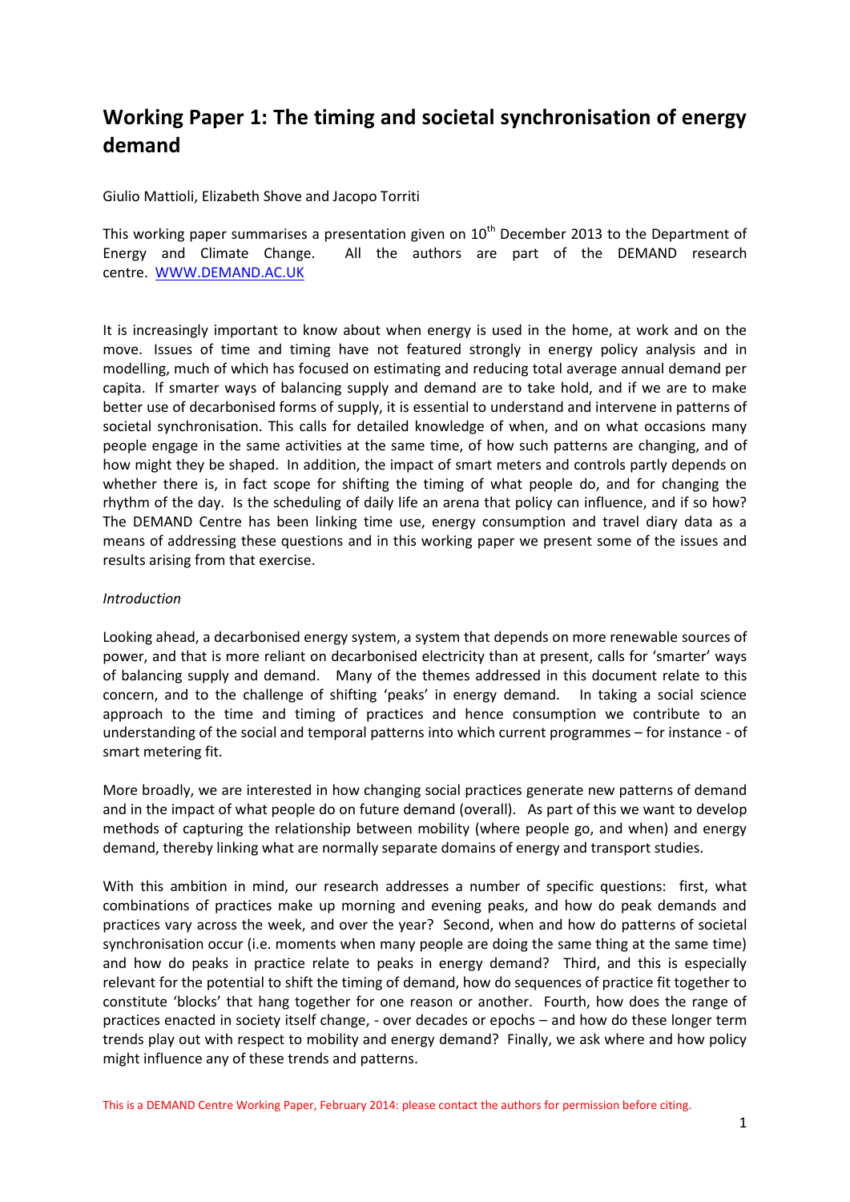# Working Paper 1: The timing and societal synchronisation of energy demand

Giulio Mattioli, Elizabeth Shove and Jacopo Torriti

This working paper summarises a presentation given on 10th December 2013 to the Department of Energy and Climate Change. All the authors are part of the DEMAND research centre. [WWW.DEMAND.AC.UK](http://WWW.DEMAND.AC.UK)

It is increasingly important to know about when energy is used in the home, at work and on the move. Issues of time and timing have not featured strongly in energy policy analysis and in modelling, much of which has focused on estimating and reducing total average annual demand per capita. If smarter ways of balancing supply and demand are to take hold, and if we are to make better use of decarbonised forms of supply, it is essential to understand and intervene in patterns of societal synchronisation. This calls for detailed knowledge of when, and on what occasions many people engage in the same activities at the same time, of how such patterns are changing, and of how might they be shaped. In addition, the impact of smart meters and controls partly depends on whether there is, in fact scope for shifting the timing of what people do, and for changing the rhythm of the day. Is the scheduling of daily life an arena that policy can influence, and if so how? The DEMAND Centre has been linking time use, energy consumption and travel diary data as a means of addressing these questions and in this working paper we present some of the issues and results arising from that exercise.

*Introduction*

Looking ahead, a decarbonised energy system, a system that depends on more renewable sources of power, and that is more reliant on decarbonised electricity than at present, calls for 'smarter' ways of balancing supply and demand. Many of the themes addressed in this document relate to this concern, and to the challenge of shifting 'peaks' in energy demand. In taking a social science approach to the time and timing of practices and hence consumption we contribute to an understanding of the social and temporal patterns into which current programmes – for instance - of smart metering fit.

More broadly, we are interested in how changing social practices generate new patterns of demand and in the impact of what people do on future demand (overall). As part of this we want to develop methods of capturing the relationship between mobility (where people go, and when) and energy demand, thereby linking what are normally separate domains of energy and transport studies.

With this ambition in mind, our research addresses a number of specific questions: first, what combinations of practices make up morning and evening peaks, and how do peak demands and practices vary across the week, and over the year? Second, when and how do patterns of societal synchronisation occur (i.e. moments when many people are doing the same thing at the same time) and how do peaks in practice relate to peaks in energy demand? Third, and this is especially relevant for the potential to shift the timing of demand, how do sequences of practice fit together to constitute 'blocks' that hang together for one reason or another. Fourth, how does the range of practices enacted in society itself change, - over decades or epochs – and how do these longer term trends play out with respect to mobility and energy demand? Finally, we ask where and how policy might influence any of these trends and patterns.

This is a DEMAND Centre Working Paper, February 2014: please contact the authors for permission before citing.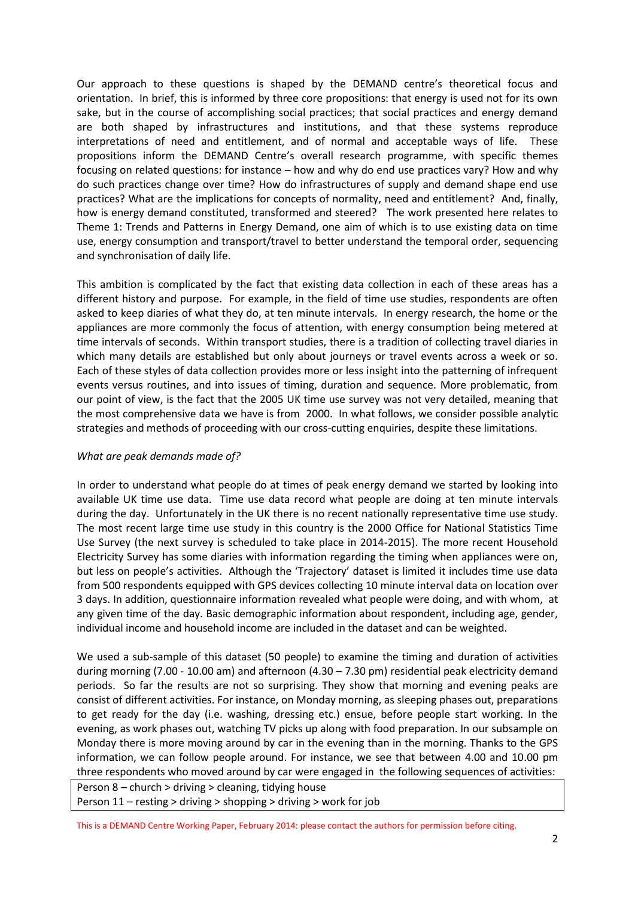Our approach to these questions is shaped by the DEMAND centre's theoretical focus and orientation. In brief, this is informed by three core propositions: that energy is used not for its own sake, but in the course of accomplishing social practices; that social practices and energy demand are both shaped by infrastructures and institutions, and that these systems reproduce interpretations of need and entitlement, and of normal and acceptable ways of life. These propositions inform the DEMAND Centre's overall research programme, with specific themes focusing on related questions: for instance – how and why do end use practices vary? How and why do such practices change over time? How do infrastructures of supply and demand shape end use practices? What are the implications for concepts of normality, need and entitlement? And, finally, how is energy demand constituted, transformed and steered? The work presented here relates to Theme 1: Trends and Patterns in Energy Demand, one aim of which is to use existing data on time use, energy consumption and transport/travel to better understand the temporal order, sequencing and synchronisation of daily life.

This ambition is complicated by the fact that existing data collection in each of these areas has a different history and purpose. For example, in the field of time use studies, respondents are often asked to keep diaries of what they do, at ten minute intervals. In energy research, the home or the appliances are more commonly the focus of attention, with energy consumption being metered at time intervals of seconds. Within transport studies, there is a tradition of collecting travel diaries in which many details are established but only about journeys or travel events across a week or so. Each of these styles of data collection provides more or less insight into the patterning of infrequent events versus routines, and into issues of timing, duration and sequence. More problematic, from our point of view, is the fact that the 2005 UK time use survey was not very detailed, meaning that the most comprehensive data we have is from 2000. In what follows, we consider possible analytic strategies and methods of proceeding with our cross-cutting enquiries, despite these limitations.

*What are peak demands made of?*

In order to understand what people do at times of peak energy demand we started by looking into available UK time use data. Time use data record what people are doing at ten minute intervals during the day. Unfortunately in the UK there is no recent nationally representative time use study. The most recent large time use study in this country is the 2000 Office for National Statistics Time Use Survey (the next survey is scheduled to take place in 2014-2015). The more recent Household Electricity Survey has some diaries with information regarding the timing when appliances were on, but less on people's activities. Although the 'Trajectory' dataset is limited it includes time use data from 500 respondents equipped with GPS devices collecting 10 minute interval data on location over 3 days. In addition, questionnaire information revealed what people were doing, and with whom, at any given time of the day. Basic demographic information about respondent, including age, gender, individual income and household income are included in the dataset and can be weighted.

We used a sub-sample of this dataset (50 people) to examine the timing and duration of activities during morning (7.00 - 10.00 am) and afternoon (4.30 – 7.30 pm) residential peak electricity demand periods. So far the results are not so surprising. They show that morning and evening peaks are consist of different activities. For instance, on Monday morning, as sleeping phases out, preparations to get ready for the day (i.e. washing, dressing etc.) ensue, before people start working. In the evening, as work phases out, watching TV picks up along with food preparation. In our subsample on Monday there is more moving around by car in the evening than in the morning. Thanks to the GPS information, we can follow people around. For instance, we see that between 4.00 and 10.00 pm three respondents who moved around by car were engaged in the following sequences of activities:

Person 8 – church > driving > cleaning, tidying house
Person 11 – resting > driving > shopping > driving > work for job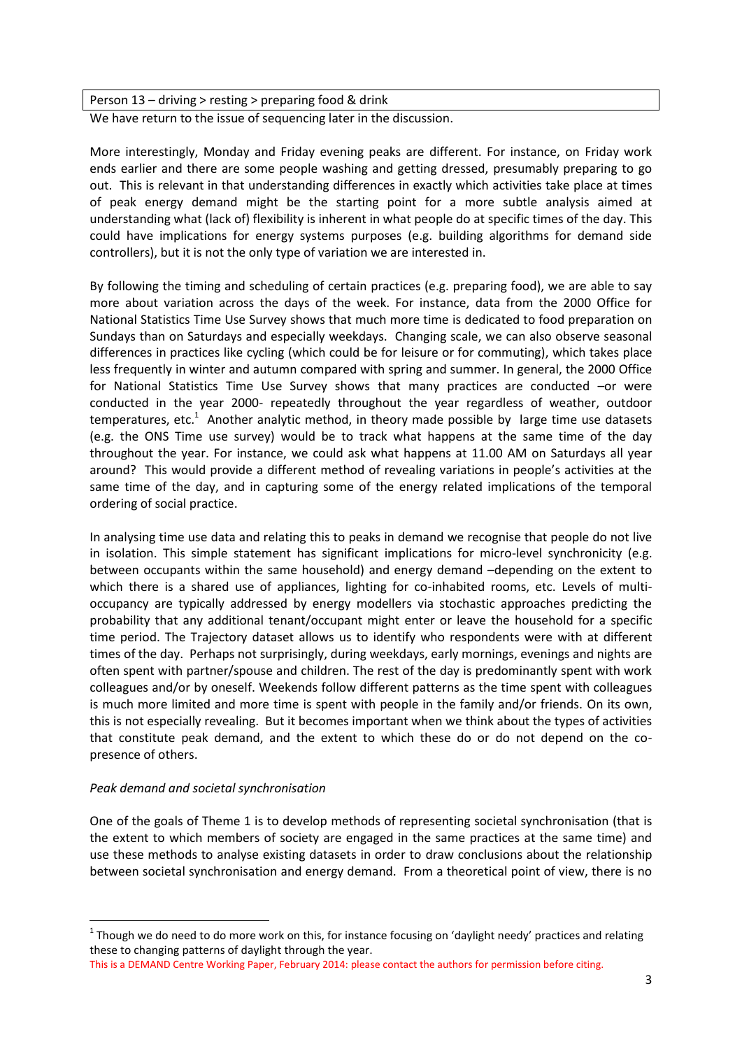| Person 13 – driving > resting > preparing food & drink |
| --- |

We have return to the issue of sequencing later in the discussion.

More interestingly, Monday and Friday evening peaks are different. For instance, on Friday work ends earlier and there are some people washing and getting dressed, presumably preparing to go out. This is relevant in that understanding differences in exactly which activities take place at times of peak energy demand might be the starting point for a more subtle analysis aimed at understanding what (lack of) flexibility is inherent in what people do at specific times of the day. This could have implications for energy systems purposes (e.g. building algorithms for demand side controllers), but it is not the only type of variation we are interested in.

By following the timing and scheduling of certain practices (e.g. preparing food), we are able to say more about variation across the days of the week. For instance, data from the 2000 Office for National Statistics Time Use Survey shows that much more time is dedicated to food preparation on Sundays than on Saturdays and especially weekdays. Changing scale, we can also observe seasonal differences in practices like cycling (which could be for leisure or for commuting), which takes place less frequently in winter and autumn compared with spring and summer. In general, the 2000 Office for National Statistics Time Use Survey shows that many practices are conducted –or were conducted in the year 2000- repeatedly throughout the year regardless of weather, outdoor temperatures, etc.[1] Another analytic method, in theory made possible by large time use datasets (e.g. the ONS Time use survey) would be to track what happens at the same time of the day throughout the year. For instance, we could ask what happens at 11.00 AM on Saturdays all year around? This would provide a different method of revealing variations in people's activities at the same time of the day, and in capturing some of the energy related implications of the temporal ordering of social practice.

In analysing time use data and relating this to peaks in demand we recognise that people do not live in isolation. This simple statement has significant implications for micro-level synchronicity (e.g. between occupants within the same household) and energy demand –depending on the extent to which there is a shared use of appliances, lighting for co-inhabited rooms, etc. Levels of multi-occupancy are typically addressed by energy modellers via stochastic approaches predicting the probability that any additional tenant/occupant might enter or leave the household for a specific time period. The Trajectory dataset allows us to identify who respondents were with at different times of the day. Perhaps not surprisingly, during weekdays, early mornings, evenings and nights are often spent with partner/spouse and children. The rest of the day is predominantly spent with work colleagues and/or by oneself. Weekends follow different patterns as the time spent with colleagues is much more limited and more time is spent with people in the family and/or friends. On its own, this is not especially revealing. But it becomes important when we think about the types of activities that constitute peak demand, and the extent to which these do or do not depend on the co-presence of others.

*Peak demand and societal synchronisation*

One of the goals of Theme 1 is to develop methods of representing societal synchronisation (that is the extent to which members of society are engaged in the same practices at the same time) and use these methods to analyse existing datasets in order to draw conclusions about the relationship between societal synchronisation and energy demand. From a theoretical point of view, there is no

[1] Though we do need to do more work on this, for instance focusing on 'daylight needy' practices and relating these to changing patterns of daylight through the year.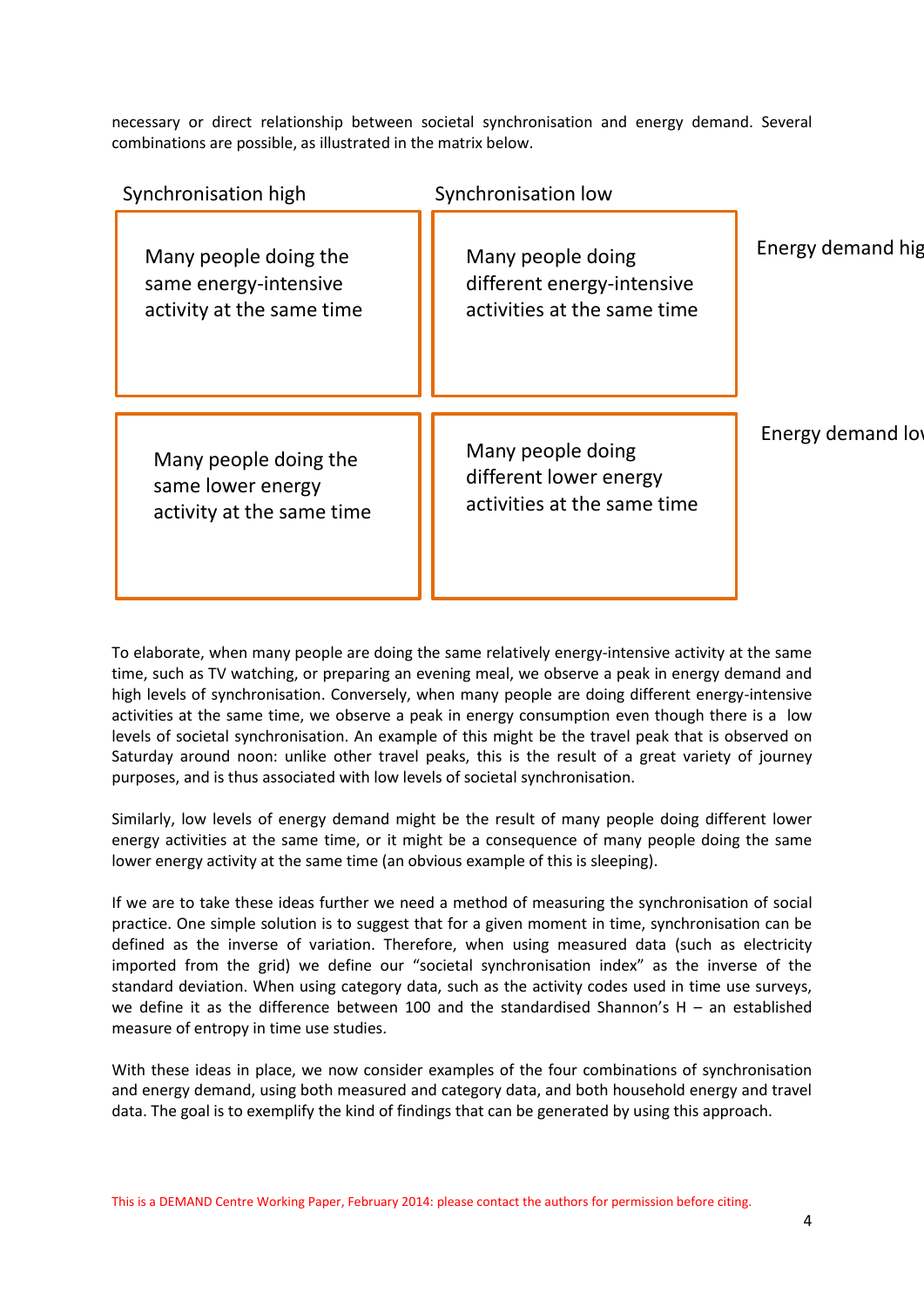necessary or direct relationship between societal synchronisation and energy demand. Several combinations are possible, as illustrated in the matrix below.

| Synchronisation high | Synchronisation low | |
| --- | --- | --- |
| Many people doing the same energy-intensive activity at the same time | Many people doing different energy-intensive activities at the same time | Energy demand hig |
| Many people doing the same lower energy activity at the same time | Many people doing different lower energy activities at the same time | Energy demand lo |

To elaborate, when many people are doing the same relatively energy-intensive activity at the same time, such as TV watching, or preparing an evening meal, we observe a peak in energy demand and high levels of synchronisation. Conversely, when many people are doing different energy-intensive activities at the same time, we observe a peak in energy consumption even though there is a low levels of societal synchronisation. An example of this might be the travel peak that is observed on Saturday around noon: unlike other travel peaks, this is the result of a great variety of journey purposes, and is thus associated with low levels of societal synchronisation.

Similarly, low levels of energy demand might be the result of many people doing different lower energy activities at the same time, or it might be a consequence of many people doing the same lower energy activity at the same time (an obvious example of this is sleeping).

If we are to take these ideas further we need a method of measuring the synchronisation of social practice. One simple solution is to suggest that for a given moment in time, synchronisation can be defined as the inverse of variation. Therefore, when using measured data (such as electricity imported from the grid) we define our "societal synchronisation index" as the inverse of the standard deviation. When using category data, such as the activity codes used in time use surveys, we define it as the difference between 100 and the standardised Shannon's H – an established measure of entropy in time use studies.

With these ideas in place, we now consider examples of the four combinations of synchronisation and energy demand, using both measured and category data, and both household energy and travel data. The goal is to exemplify the kind of findings that can be generated by using this approach.

This is a DEMAND Centre Working Paper, February 2014: please contact the authors for permission before citing.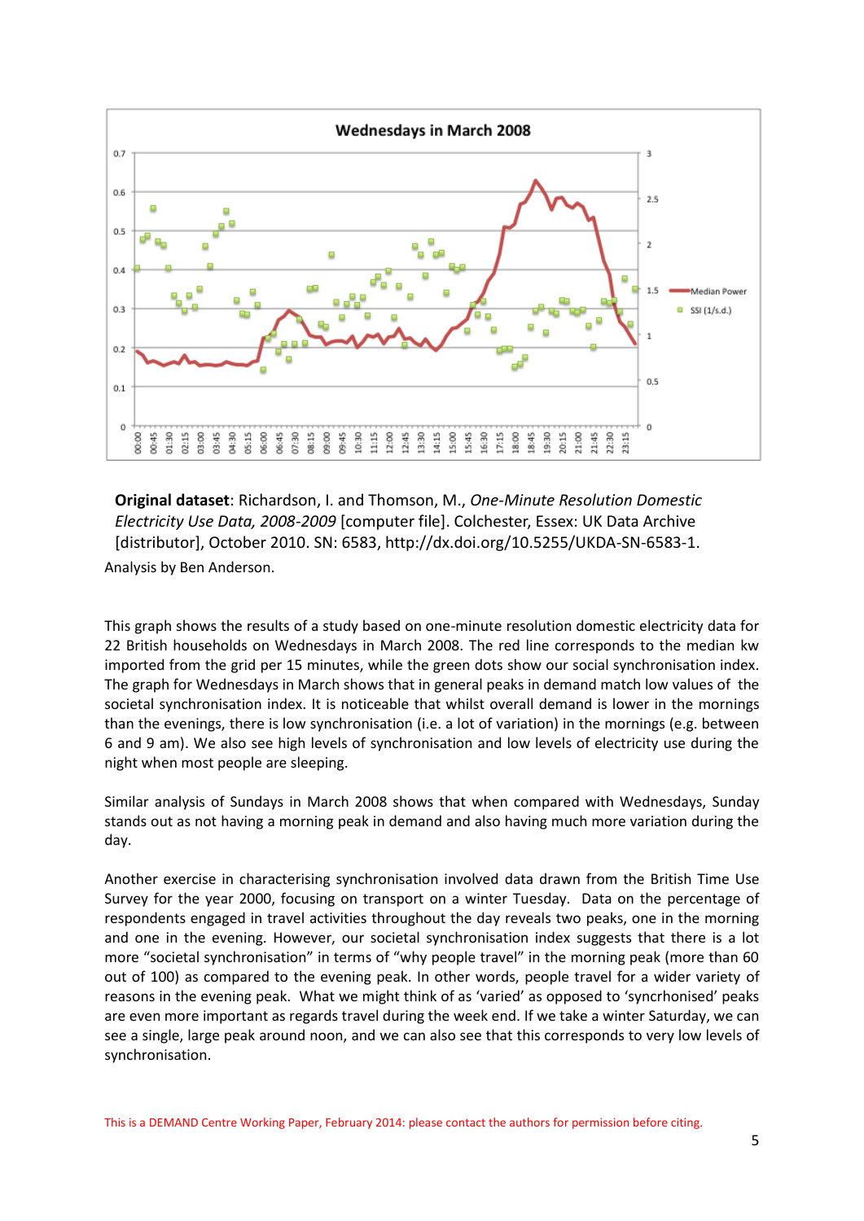**Original dataset**: Richardson, I. and Thomson, M., *One-Minute Resolution Domestic Electricity Use Data, 2008-2009* [computer file]. Colchester, Essex: UK Data Archive [distributor], October 2010. SN: 6583, http://dx.doi.org/10.5255/UKDA-SN-6583-1.

Analysis by Ben Anderson.

This graph shows the results of a study based on one-minute resolution domestic electricity data for 22 British households on Wednesdays in March 2008. The red line corresponds to the median kw imported from the grid per 15 minutes, while the green dots show our social synchronisation index. The graph for Wednesdays in March shows that in general peaks in demand match low values of the societal synchronisation index. It is noticeable that whilst overall demand is lower in the mornings than the evenings, there is low synchronisation (i.e. a lot of variation) in the mornings (e.g. between 6 and 9 am). We also see high levels of synchronisation and low levels of electricity use during the night when most people are sleeping.

Similar analysis of Sundays in March 2008 shows that when compared with Wednesdays, Sunday stands out as not having a morning peak in demand and also having much more variation during the day.

Another exercise in characterising synchronisation involved data drawn from the British Time Use Survey for the year 2000, focusing on transport on a winter Tuesday. Data on the percentage of respondents engaged in travel activities throughout the day reveals two peaks, one in the morning and one in the evening. However, our societal synchronisation index suggests that there is a lot more "societal synchronisation" in terms of "why people travel" in the morning peak (more than 60 out of 100) as compared to the evening peak. In other words, people travel for a wider variety of reasons in the evening peak. What we might think of as 'varied' as opposed to 'syncrhonised' peaks are even more important as regards travel during the week end. If we take a winter Saturday, we can see a single, large peak around noon, and we can also see that this corresponds to very low levels of synchronisation.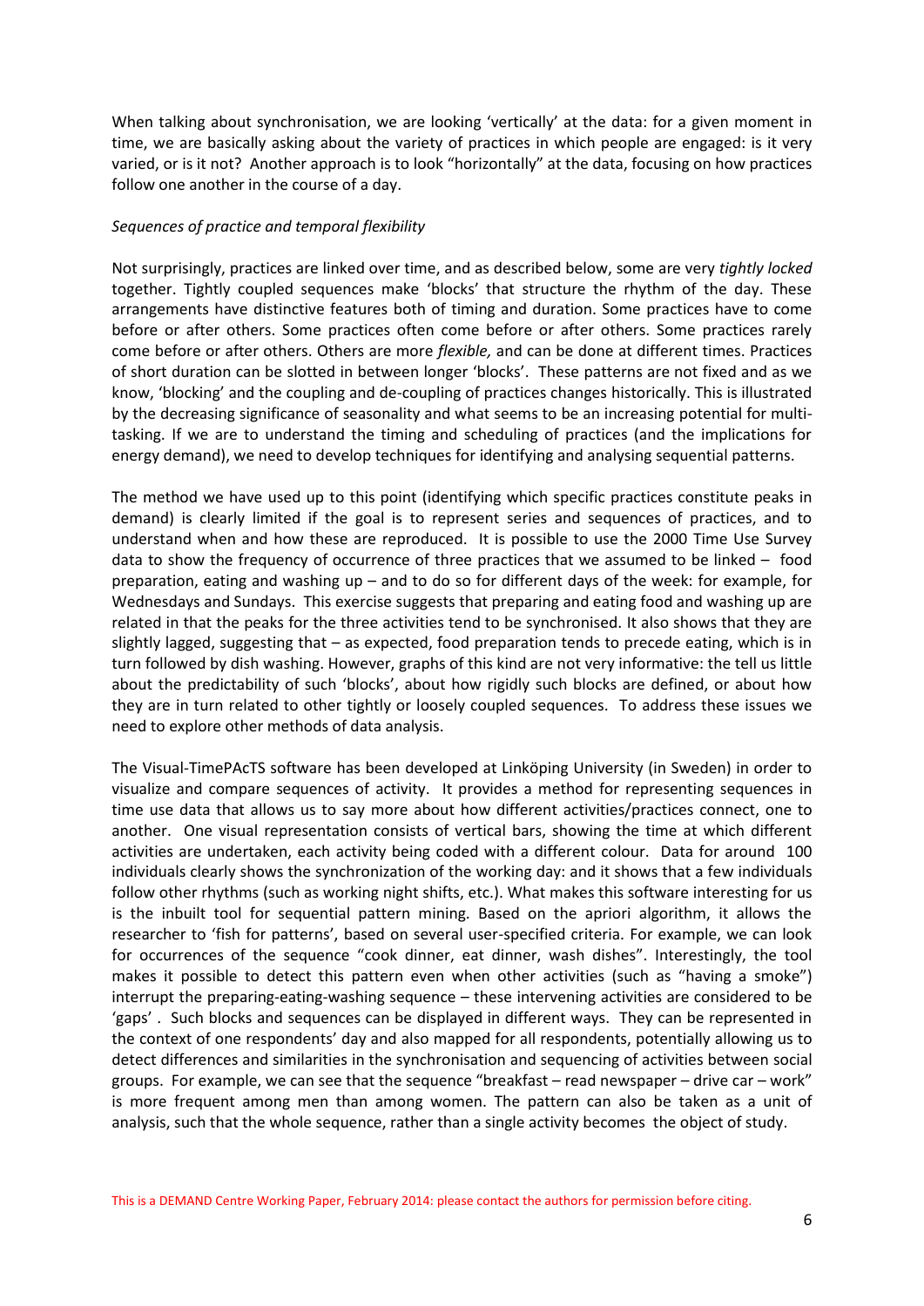When talking about synchronisation, we are looking 'vertically' at the data: for a given moment in time, we are basically asking about the variety of practices in which people are engaged: is it very varied, or is it not? Another approach is to look "horizontally" at the data, focusing on how practices follow one another in the course of a day.

*Sequences of practice and temporal flexibility*

Not surprisingly, practices are linked over time, and as described below, some are very *tightly locked* together. Tightly coupled sequences make 'blocks' that structure the rhythm of the day. These arrangements have distinctive features both of timing and duration. Some practices have to come before or after others. Some practices often come before or after others. Some practices rarely come before or after others. Others are more *flexible,* and can be done at different times. Practices of short duration can be slotted in between longer 'blocks'. These patterns are not fixed and as we know, 'blocking' and the coupling and de-coupling of practices changes historically. This is illustrated by the decreasing significance of seasonality and what seems to be an increasing potential for multi-tasking. If we are to understand the timing and scheduling of practices (and the implications for energy demand), we need to develop techniques for identifying and analysing sequential patterns.

The method we have used up to this point (identifying which specific practices constitute peaks in demand) is clearly limited if the goal is to represent series and sequences of practices, and to understand when and how these are reproduced. It is possible to use the 2000 Time Use Survey data to show the frequency of occurrence of three practices that we assumed to be linked – food preparation, eating and washing up – and to do so for different days of the week: for example, for Wednesdays and Sundays. This exercise suggests that preparing and eating food and washing up are related in that the peaks for the three activities tend to be synchronised. It also shows that they are slightly lagged, suggesting that – as expected, food preparation tends to precede eating, which is in turn followed by dish washing. However, graphs of this kind are not very informative: the tell us little about the predictability of such 'blocks', about how rigidly such blocks are defined, or about how they are in turn related to other tightly or loosely coupled sequences. To address these issues we need to explore other methods of data analysis.

The Visual-TimePAcTS software has been developed at Linköping University (in Sweden) in order to visualize and compare sequences of activity. It provides a method for representing sequences in time use data that allows us to say more about how different activities/practices connect, one to another. One visual representation consists of vertical bars, showing the time at which different activities are undertaken, each activity being coded with a different colour. Data for around 100 individuals clearly shows the synchronization of the working day: and it shows that a few individuals follow other rhythms (such as working night shifts, etc.). What makes this software interesting for us is the inbuilt tool for sequential pattern mining. Based on the apriori algorithm, it allows the researcher to 'fish for patterns', based on several user-specified criteria. For example, we can look for occurrences of the sequence "cook dinner, eat dinner, wash dishes". Interestingly, the tool makes it possible to detect this pattern even when other activities (such as "having a smoke") interrupt the preparing-eating-washing sequence – these intervening activities are considered to be 'gaps' . Such blocks and sequences can be displayed in different ways. They can be represented in the context of one respondents' day and also mapped for all respondents, potentially allowing us to detect differences and similarities in the synchronisation and sequencing of activities between social groups. For example, we can see that the sequence "breakfast – read newspaper – drive car – work" is more frequent among men than among women. The pattern can also be taken as a unit of analysis, such that the whole sequence, rather than a single activity becomes the object of study.

This is a DEMAND Centre Working Paper, February 2014: please contact the authors for permission before citing.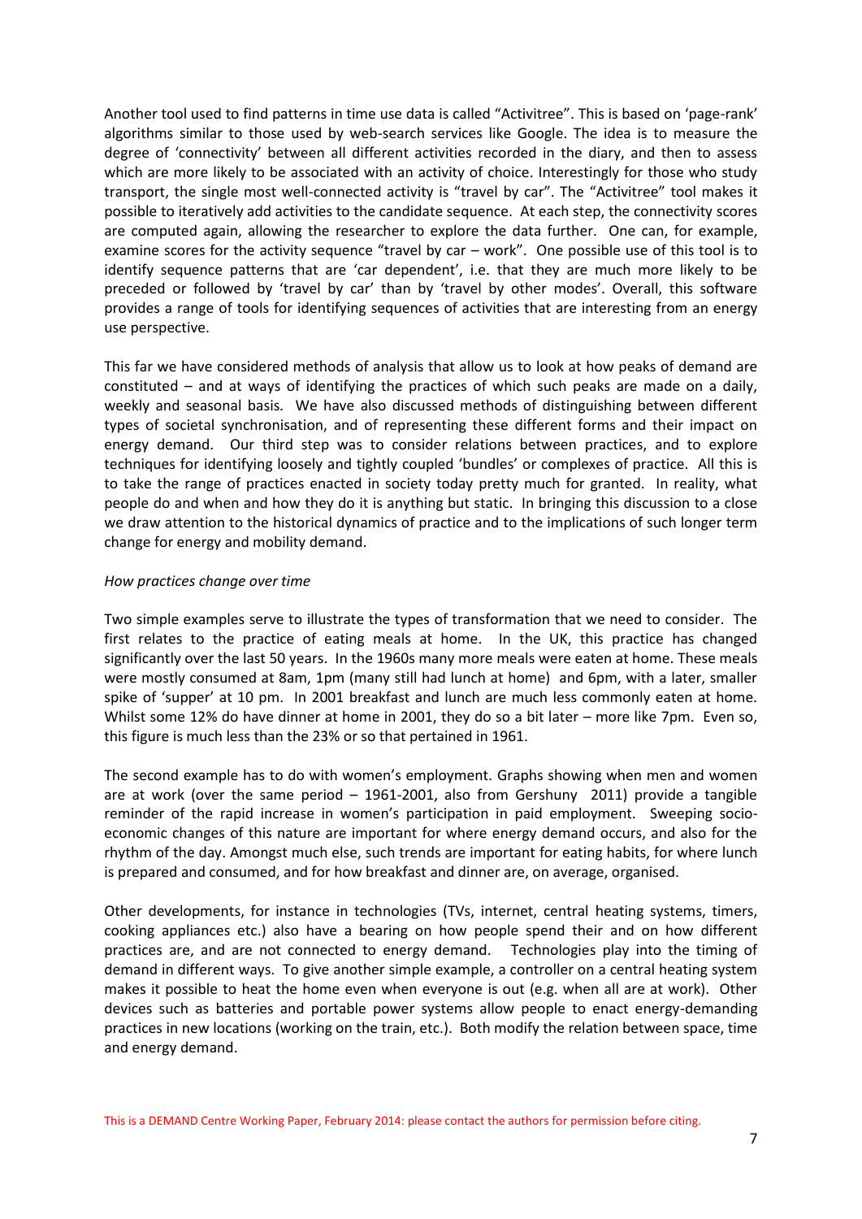Another tool used to find patterns in time use data is called "Activitree". This is based on 'page-rank' algorithms similar to those used by web-search services like Google. The idea is to measure the degree of 'connectivity' between all different activities recorded in the diary, and then to assess which are more likely to be associated with an activity of choice. Interestingly for those who study transport, the single most well-connected activity is "travel by car". The "Activitree" tool makes it possible to iteratively add activities to the candidate sequence. At each step, the connectivity scores are computed again, allowing the researcher to explore the data further. One can, for example, examine scores for the activity sequence "travel by car – work". One possible use of this tool is to identify sequence patterns that are 'car dependent', i.e. that they are much more likely to be preceded or followed by 'travel by car' than by 'travel by other modes'. Overall, this software provides a range of tools for identifying sequences of activities that are interesting from an energy use perspective.

This far we have considered methods of analysis that allow us to look at how peaks of demand are constituted – and at ways of identifying the practices of which such peaks are made on a daily, weekly and seasonal basis. We have also discussed methods of distinguishing between different types of societal synchronisation, and of representing these different forms and their impact on energy demand. Our third step was to consider relations between practices, and to explore techniques for identifying loosely and tightly coupled 'bundles' or complexes of practice. All this is to take the range of practices enacted in society today pretty much for granted. In reality, what people do and when and how they do it is anything but static. In bringing this discussion to a close we draw attention to the historical dynamics of practice and to the implications of such longer term change for energy and mobility demand.

*How practices change over time*

Two simple examples serve to illustrate the types of transformation that we need to consider. The first relates to the practice of eating meals at home. In the UK, this practice has changed significantly over the last 50 years. In the 1960s many more meals were eaten at home. These meals were mostly consumed at 8am, 1pm (many still had lunch at home) and 6pm, with a later, smaller spike of 'supper' at 10 pm. In 2001 breakfast and lunch are much less commonly eaten at home. Whilst some 12% do have dinner at home in 2001, they do so a bit later – more like 7pm. Even so, this figure is much less than the 23% or so that pertained in 1961.

The second example has to do with women's employment. Graphs showing when men and women are at work (over the same period – 1961-2001, also from Gershuny 2011) provide a tangible reminder of the rapid increase in women's participation in paid employment. Sweeping socio-economic changes of this nature are important for where energy demand occurs, and also for the rhythm of the day. Amongst much else, such trends are important for eating habits, for where lunch is prepared and consumed, and for how breakfast and dinner are, on average, organised.

Other developments, for instance in technologies (TVs, internet, central heating systems, timers, cooking appliances etc.) also have a bearing on how people spend their and on how different practices are, and are not connected to energy demand. Technologies play into the timing of demand in different ways. To give another simple example, a controller on a central heating system makes it possible to heat the home even when everyone is out (e.g. when all are at work). Other devices such as batteries and portable power systems allow people to enact energy-demanding practices in new locations (working on the train, etc.). Both modify the relation between space, time and energy demand.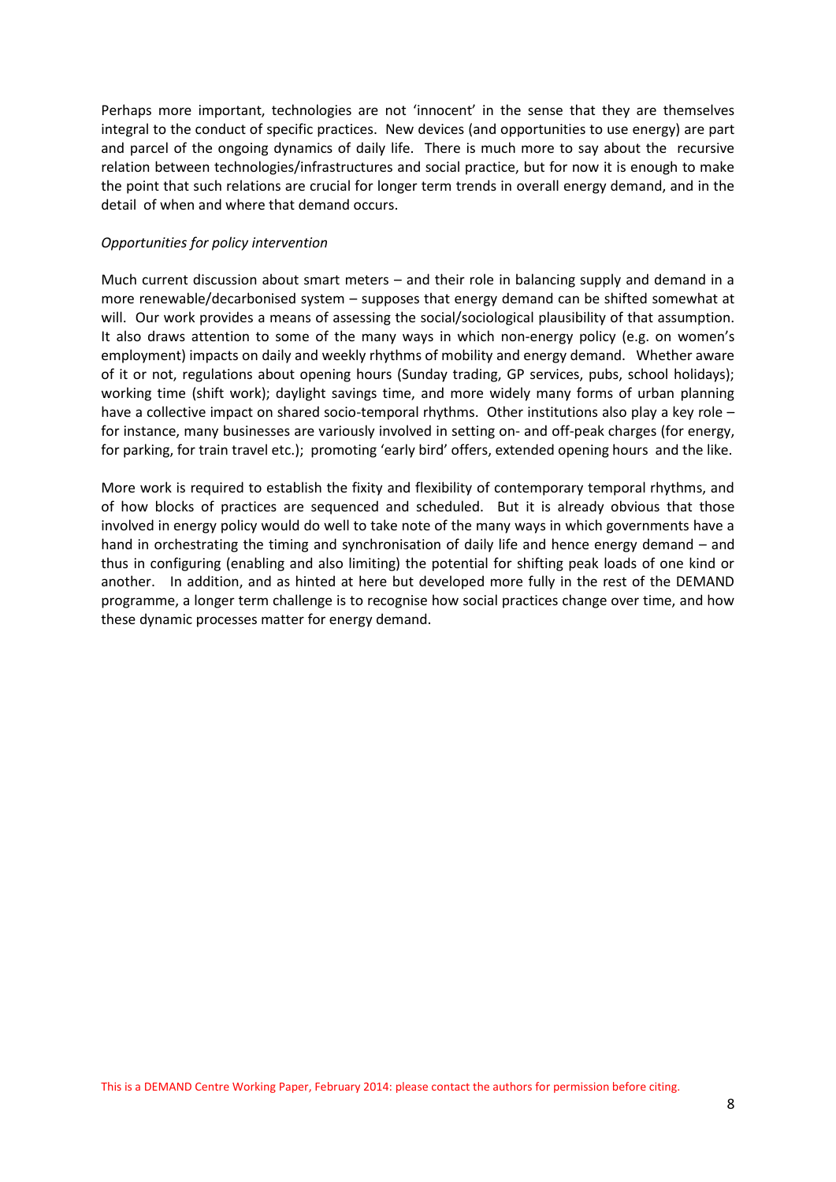Perhaps more important, technologies are not 'innocent' in the sense that they are themselves integral to the conduct of specific practices. New devices (and opportunities to use energy) are part and parcel of the ongoing dynamics of daily life. There is much more to say about the recursive relation between technologies/infrastructures and social practice, but for now it is enough to make the point that such relations are crucial for longer term trends in overall energy demand, and in the detail of when and where that demand occurs.

*Opportunities for policy intervention*

Much current discussion about smart meters – and their role in balancing supply and demand in a more renewable/decarbonised system – supposes that energy demand can be shifted somewhat at will. Our work provides a means of assessing the social/sociological plausibility of that assumption. It also draws attention to some of the many ways in which non-energy policy (e.g. on women's employment) impacts on daily and weekly rhythms of mobility and energy demand. Whether aware of it or not, regulations about opening hours (Sunday trading, GP services, pubs, school holidays); working time (shift work); daylight savings time, and more widely many forms of urban planning have a collective impact on shared socio-temporal rhythms. Other institutions also play a key role – for instance, many businesses are variously involved in setting on- and off-peak charges (for energy, for parking, for train travel etc.); promoting 'early bird' offers, extended opening hours and the like.

More work is required to establish the fixity and flexibility of contemporary temporal rhythms, and of how blocks of practices are sequenced and scheduled. But it is already obvious that those involved in energy policy would do well to take note of the many ways in which governments have a hand in orchestrating the timing and synchronisation of daily life and hence energy demand – and thus in configuring (enabling and also limiting) the potential for shifting peak loads of one kind or another. In addition, and as hinted at here but developed more fully in the rest of the DEMAND programme, a longer term challenge is to recognise how social practices change over time, and how these dynamic processes matter for energy demand.